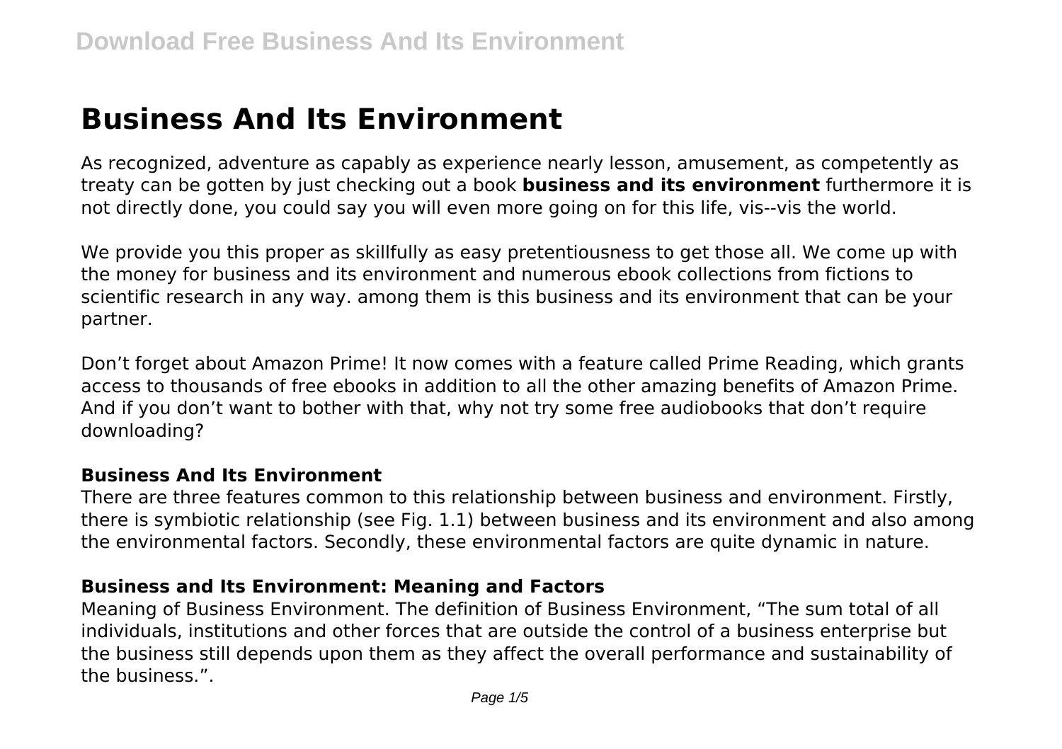# Business And Its Environment

As recognized, adventure as capably as experience nearly lesson, amusement, as competently as treaty can be gotten by just checking out a book **business and its environment** furthermore it is not directly done, you could say you will even more going on for this life, vis--vis the world.

We provide you this proper as skillfully as easy pretentiousness to get those all. We come up with the money for business and its environment and numerous ebook collections from fictions to scientific research in any way. among them is this business and its environment that can be your partner.

Don't forget about Amazon Prime! It now comes with a feature called Prime Reading, which grants access to thousands of free ebooks in addition to all the other amazing benefits of Amazon Prime. And if you don't want to bother with that, why not try some free audiobooks that don't require downloading?

### Business And Its Environment

There are three features common to this relationship between business and environment. Firstly, there is symbiotic relationship (see Fig. 1.1) between business and its environment and also among the environmental factors. Secondly, these environmental factors are quite dynamic in nature.

### Business and Its Environment: Meaning and Factors

Meaning of Business Environment. The definition of Business Environment, "The sum total of all individuals, institutions and other forces that are outside the control of a business enterprise but the business still depends upon them as they affect the overall performance and sustainability of the business.".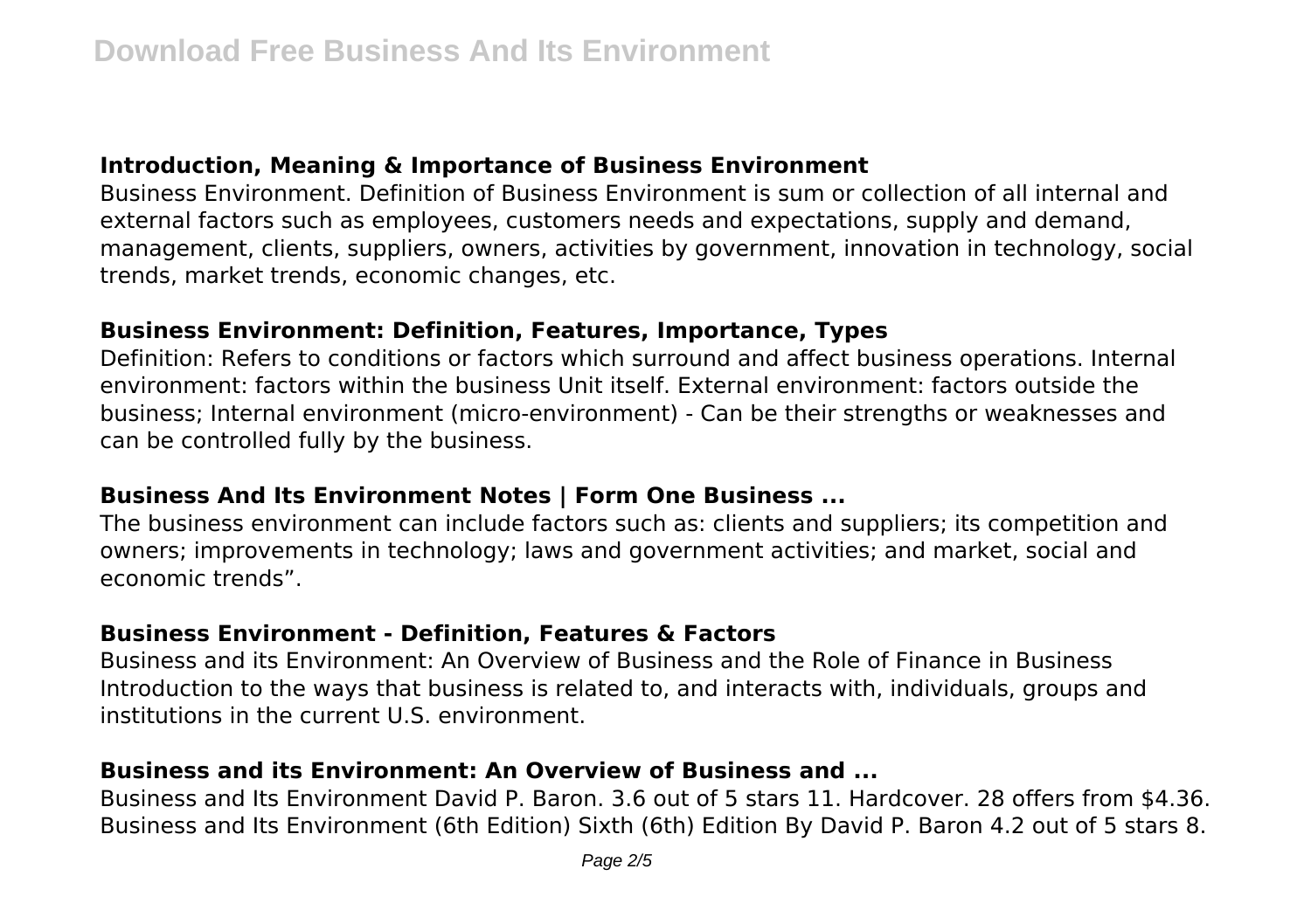### Introduction, Meaning & Importance of Business Environment

Business Environment. Definition of Business Environment is sum or collection of all internal and external factors such as employees, customers needs and expectations, supply and demand, management, clients, suppliers, owners, activities by government, innovation in technology, social trends, market trends, economic changes, etc.

### Business Environment: Definition, Features, Importance, Types

Definition: Refers to conditions or factors which surround and affect business operations. Internal environment: factors within the business Unit itself. External environment: factors outside the business; Internal environment (micro-environment) - Can be their strengths or weaknesses and can be controlled fully by the business.

### Business And Its Environment Notes | Form One Business ...

The business environment can include factors such as: clients and suppliers; its competition and owners; improvements in technology; laws and government activities; and market, social and economic trends".

### Business Environment - Definition, Features & Factors

Business and its Environment: An Overview of Business and the Role of Finance in Business Introduction to the ways that business is related to, and interacts with, individuals, groups and institutions in the current U.S. environment.

### Business and its Environment: An Overview of Business and ...

Business and Its Environment David P. Baron. 3.6 out of 5 stars 11. Hardcover. 28 offers from $4.36. Business and Its Environment (6th Edition) Sixth (6th) Edition By David P. Baron 4.2 out of 5 stars 8.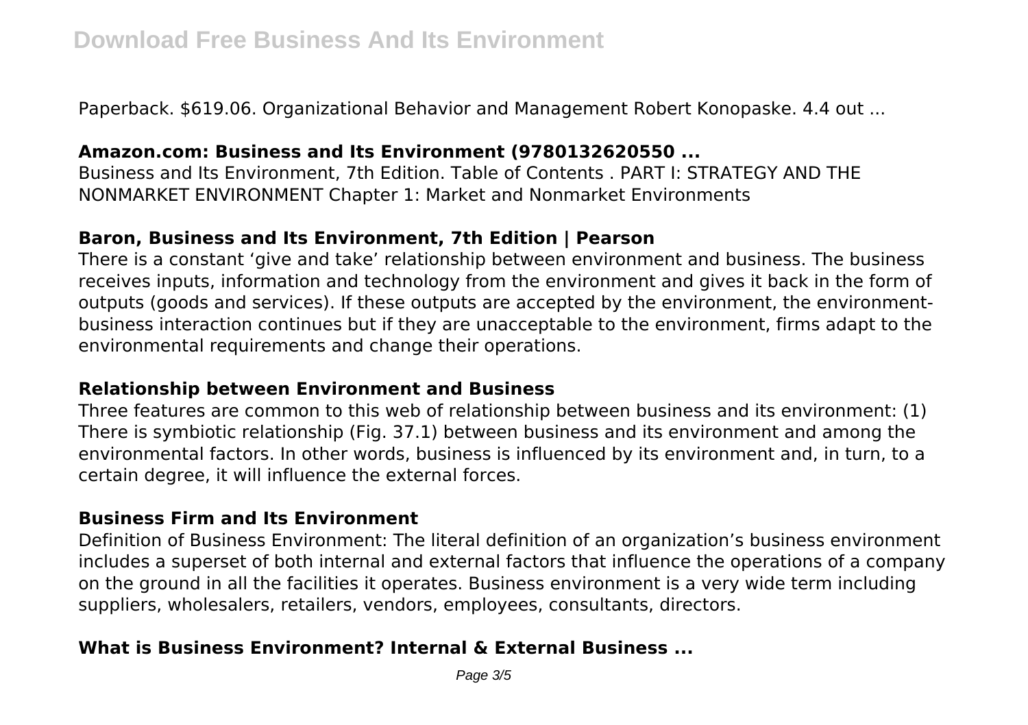Paperback. $619.06. Organizational Behavior and Management Robert Konopaske. 4.4 out ...

### Amazon.com: Business and Its Environment (9780132620550 ...

Business and Its Environment, 7th Edition. Table of Contents . PART I: STRATEGY AND THE NONMARKET ENVIRONMENT Chapter 1: Market and Nonmarket Environments

### Baron, Business and Its Environment, 7th Edition | Pearson

There is a constant 'give and take' relationship between environment and business. The business receives inputs, information and technology from the environment and gives it back in the form of outputs (goods and services). If these outputs are accepted by the environment, the environment-business interaction continues but if they are unacceptable to the environment, firms adapt to the environmental requirements and change their operations.

### Relationship between Environment and Business

Three features are common to this web of relationship between business and its environment: (1) There is symbiotic relationship (Fig. 37.1) between business and its environment and among the environmental factors. In other words, business is influenced by its environment and, in turn, to a certain degree, it will influence the external forces.

### Business Firm and Its Environment

Definition of Business Environment: The literal definition of an organization's business environment includes a superset of both internal and external factors that influence the operations of a company on the ground in all the facilities it operates. Business environment is a very wide term including suppliers, wholesalers, retailers, vendors, employees, consultants, directors.

### What is Business Environment? Internal & External Business ...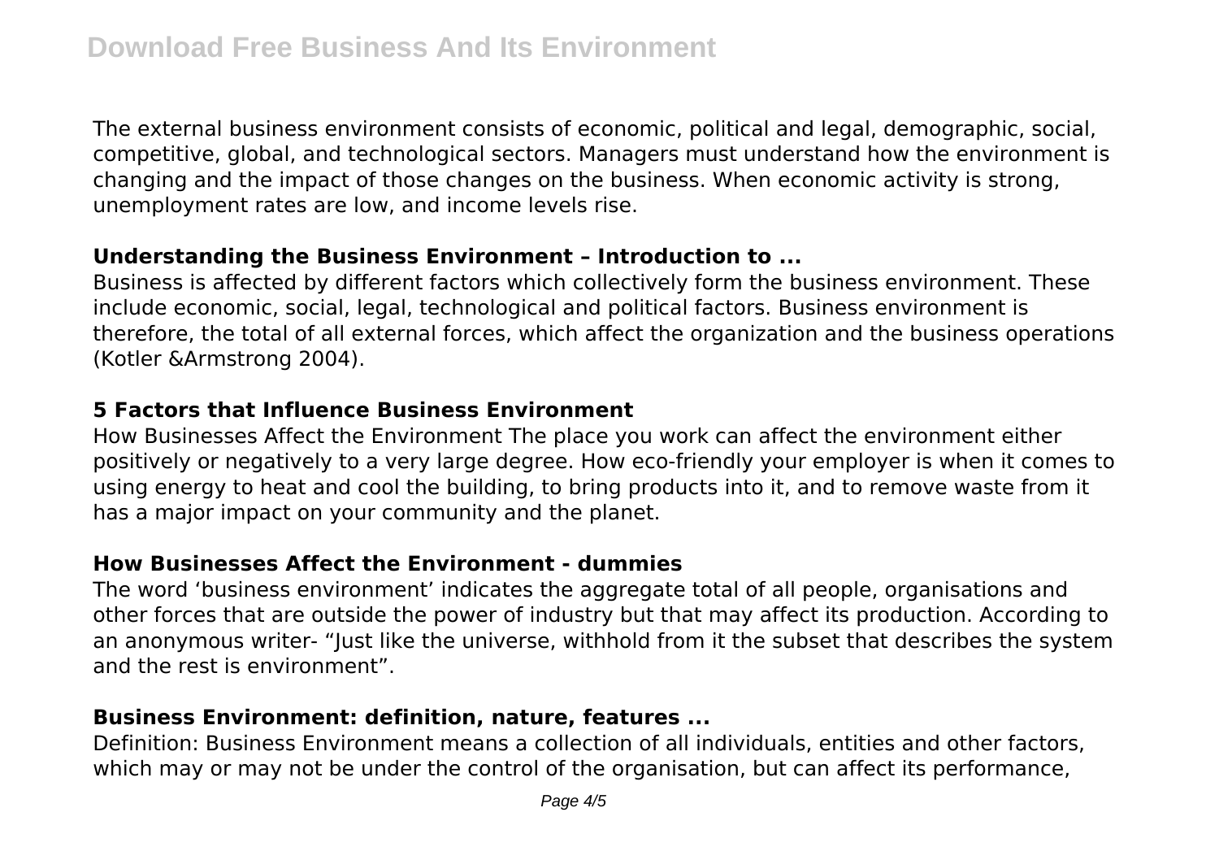The external business environment consists of economic, political and legal, demographic, social, competitive, global, and technological sectors. Managers must understand how the environment is changing and the impact of those changes on the business. When economic activity is strong, unemployment rates are low, and income levels rise.

### Understanding the Business Environment – Introduction to ...

Business is affected by different factors which collectively form the business environment. These include economic, social, legal, technological and political factors. Business environment is therefore, the total of all external forces, which affect the organization and the business operations (Kotler &Armstrong 2004).

### 5 Factors that Influence Business Environment

How Businesses Affect the Environment The place you work can affect the environment either positively or negatively to a very large degree. How eco-friendly your employer is when it comes to using energy to heat and cool the building, to bring products into it, and to remove waste from it has a major impact on your community and the planet.

### How Businesses Affect the Environment - dummies

The word 'business environment' indicates the aggregate total of all people, organisations and other forces that are outside the power of industry but that may affect its production. According to an anonymous writer- "Just like the universe, withhold from it the subset that describes the system and the rest is environment".

### Business Environment: definition, nature, features ...

Definition: Business Environment means a collection of all individuals, entities and other factors, which may or may not be under the control of the organisation, but can affect its performance,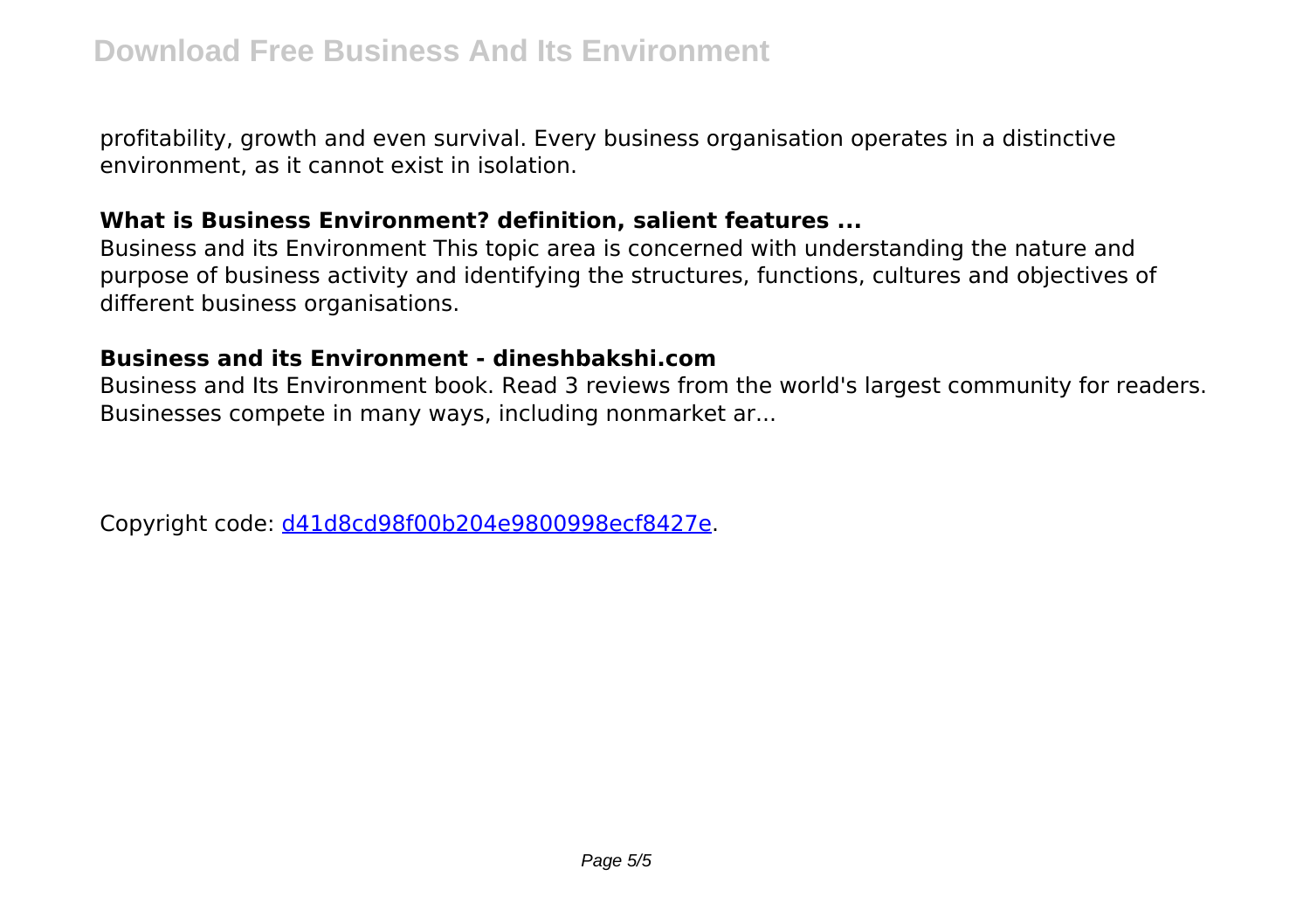profitability, growth and even survival. Every business organisation operates in a distinctive environment, as it cannot exist in isolation.

**What is Business Environment? definition, salient features ...**

Business and its Environment This topic area is concerned with understanding the nature and purpose of business activity and identifying the structures, functions, cultures and objectives of different business organisations.

**Business and its Environment - dineshbakshi.com**

Business and Its Environment book. Read 3 reviews from the world's largest community for readers. Businesses compete in many ways, including nonmarket ar...

Copyright code: d41d8cd98f00b204e9800998ecf8427e.